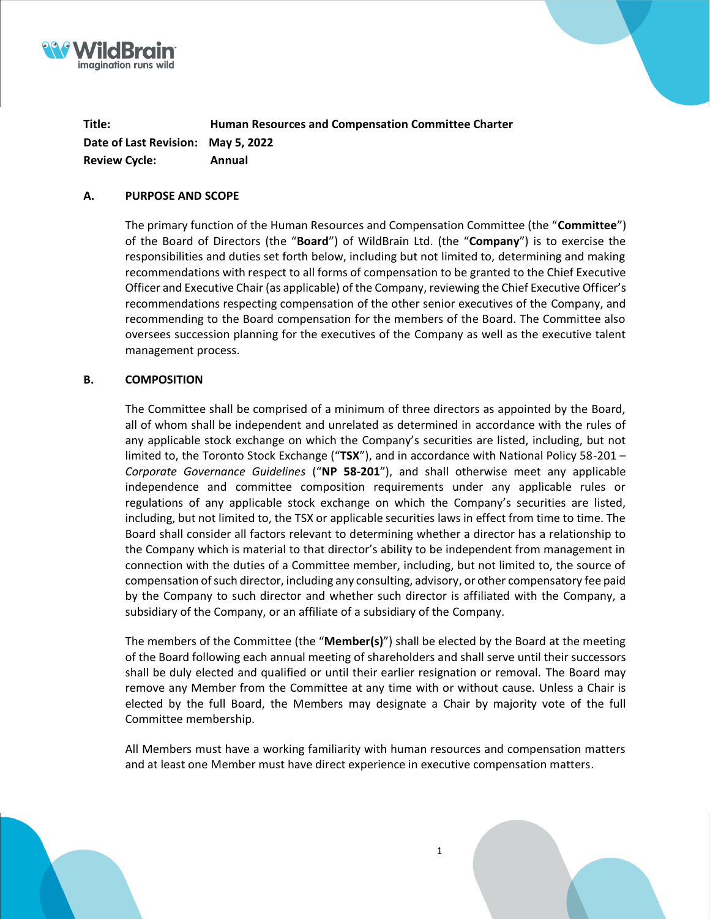**Title:** **Human Resources and Compensation Committee Charter**
**Date of Last Revision:** **May 5, 2022**
**Review Cycle:** **Annual**

## A. PURPOSE AND SCOPE

The primary function of the Human Resources and Compensation Committee (the "**Committee**") of the Board of Directors (the "**Board**") of WildBrain Ltd. (the "**Company**") is to exercise the responsibilities and duties set forth below, including but not limited to, determining and making recommendations with respect to all forms of compensation to be granted to the Chief Executive Officer and Executive Chair (as applicable) of the Company, reviewing the Chief Executive Officer's recommendations respecting compensation of the other senior executives of the Company, and recommending to the Board compensation for the members of the Board. The Committee also oversees succession planning for the executives of the Company as well as the executive talent management process.

## B. COMPOSITION

The Committee shall be comprised of a minimum of three directors as appointed by the Board, all of whom shall be independent and unrelated as determined in accordance with the rules of any applicable stock exchange on which the Company's securities are listed, including, but not limited to, the Toronto Stock Exchange ("**TSX**"), and in accordance with National Policy 58-201 – *Corporate Governance Guidelines* ("**NP 58-201**"), and shall otherwise meet any applicable independence and committee composition requirements under any applicable rules or regulations of any applicable stock exchange on which the Company's securities are listed, including, but not limited to, the TSX or applicable securities laws in effect from time to time. The Board shall consider all factors relevant to determining whether a director has a relationship to the Company which is material to that director's ability to be independent from management in connection with the duties of a Committee member, including, but not limited to, the source of compensation of such director, including any consulting, advisory, or other compensatory fee paid by the Company to such director and whether such director is affiliated with the Company, a subsidiary of the Company, or an affiliate of a subsidiary of the Company.

The members of the Committee (the "**Member(s)**") shall be elected by the Board at the meeting of the Board following each annual meeting of shareholders and shall serve until their successors shall be duly elected and qualified or until their earlier resignation or removal. The Board may remove any Member from the Committee at any time with or without cause. Unless a Chair is elected by the full Board, the Members may designate a Chair by majority vote of the full Committee membership.

All Members must have a working familiarity with human resources and compensation matters and at least one Member must have direct experience in executive compensation matters.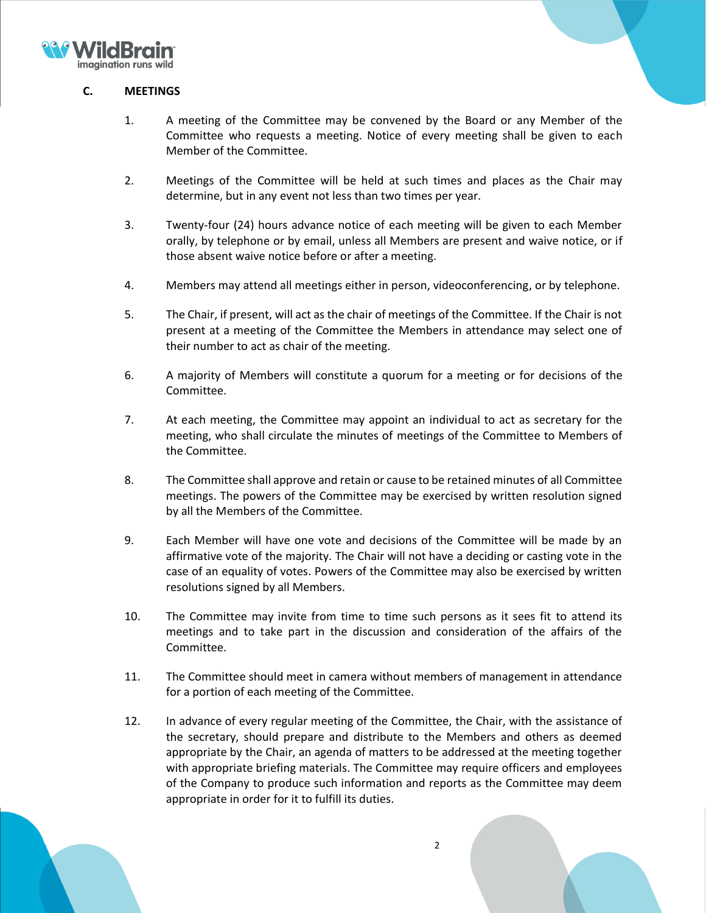## C. MEETINGS

1. A meeting of the Committee may be convened by the Board or any Member of the Committee who requests a meeting. Notice of every meeting shall be given to each Member of the Committee.

2. Meetings of the Committee will be held at such times and places as the Chair may determine, but in any event not less than two times per year.

3. Twenty-four (24) hours advance notice of each meeting will be given to each Member orally, by telephone or by email, unless all Members are present and waive notice, or if those absent waive notice before or after a meeting.

4. Members may attend all meetings either in person, videoconferencing, or by telephone.

5. The Chair, if present, will act as the chair of meetings of the Committee. If the Chair is not present at a meeting of the Committee the Members in attendance may select one of their number to act as chair of the meeting.

6. A majority of Members will constitute a quorum for a meeting or for decisions of the Committee.

7. At each meeting, the Committee may appoint an individual to act as secretary for the meeting, who shall circulate the minutes of meetings of the Committee to Members of the Committee.

8. The Committee shall approve and retain or cause to be retained minutes of all Committee meetings. The powers of the Committee may be exercised by written resolution signed by all the Members of the Committee.

9. Each Member will have one vote and decisions of the Committee will be made by an affirmative vote of the majority. The Chair will not have a deciding or casting vote in the case of an equality of votes. Powers of the Committee may also be exercised by written resolutions signed by all Members.

10. The Committee may invite from time to time such persons as it sees fit to attend its meetings and to take part in the discussion and consideration of the affairs of the Committee.

11. The Committee should meet in camera without members of management in attendance for a portion of each meeting of the Committee.

12. In advance of every regular meeting of the Committee, the Chair, with the assistance of the secretary, should prepare and distribute to the Members and others as deemed appropriate by the Chair, an agenda of matters to be addressed at the meeting together with appropriate briefing materials. The Committee may require officers and employees of the Company to produce such information and reports as the Committee may deem appropriate in order for it to fulfill its duties.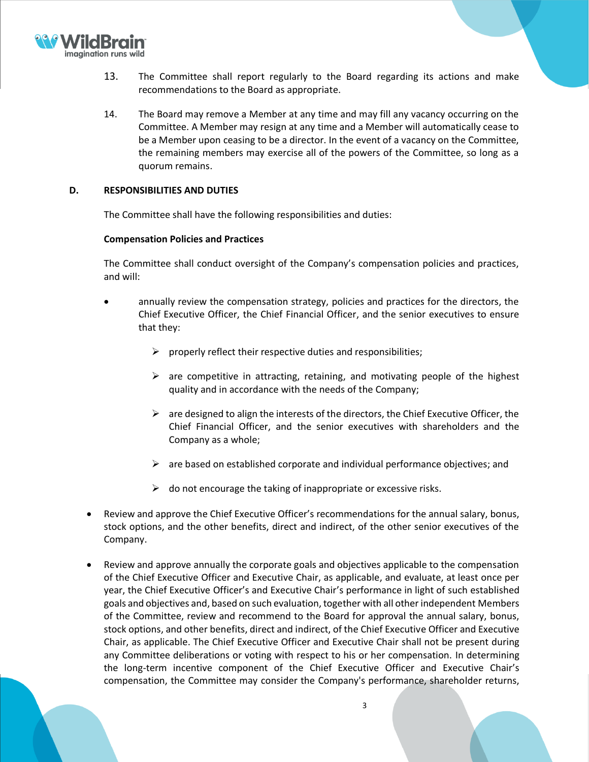13. The Committee shall report regularly to the Board regarding its actions and make recommendations to the Board as appropriate.

14. The Board may remove a Member at any time and may fill any vacancy occurring on the Committee. A Member may resign at any time and a Member will automatically cease to be a Member upon ceasing to be a director. In the event of a vacancy on the Committee, the remaining members may exercise all of the powers of the Committee, so long as a quorum remains.

## D. RESPONSIBILITIES AND DUTIES

The Committee shall have the following responsibilities and duties:

**Compensation Policies and Practices**

The Committee shall conduct oversight of the Company's compensation policies and practices, and will:

- annually review the compensation strategy, policies and practices for the directors, the Chief Executive Officer, the Chief Financial Officer, and the senior executives to ensure that they:
  - properly reflect their respective duties and responsibilities;
  - are competitive in attracting, retaining, and motivating people of the highest quality and in accordance with the needs of the Company;
  - are designed to align the interests of the directors, the Chief Executive Officer, the Chief Financial Officer, and the senior executives with shareholders and the Company as a whole;
  - are based on established corporate and individual performance objectives; and
  - do not encourage the taking of inappropriate or excessive risks.

- Review and approve the Chief Executive Officer's recommendations for the annual salary, bonus, stock options, and the other benefits, direct and indirect, of the other senior executives of the Company.

- Review and approve annually the corporate goals and objectives applicable to the compensation of the Chief Executive Officer and Executive Chair, as applicable, and evaluate, at least once per year, the Chief Executive Officer's and Executive Chair's performance in light of such established goals and objectives and, based on such evaluation, together with all other independent Members of the Committee, review and recommend to the Board for approval the annual salary, bonus, stock options, and other benefits, direct and indirect, of the Chief Executive Officer and Executive Chair, as applicable. The Chief Executive Officer and Executive Chair shall not be present during any Committee deliberations or voting with respect to his or her compensation. In determining the long-term incentive component of the Chief Executive Officer and Executive Chair's compensation, the Committee may consider the Company's performance, shareholder returns,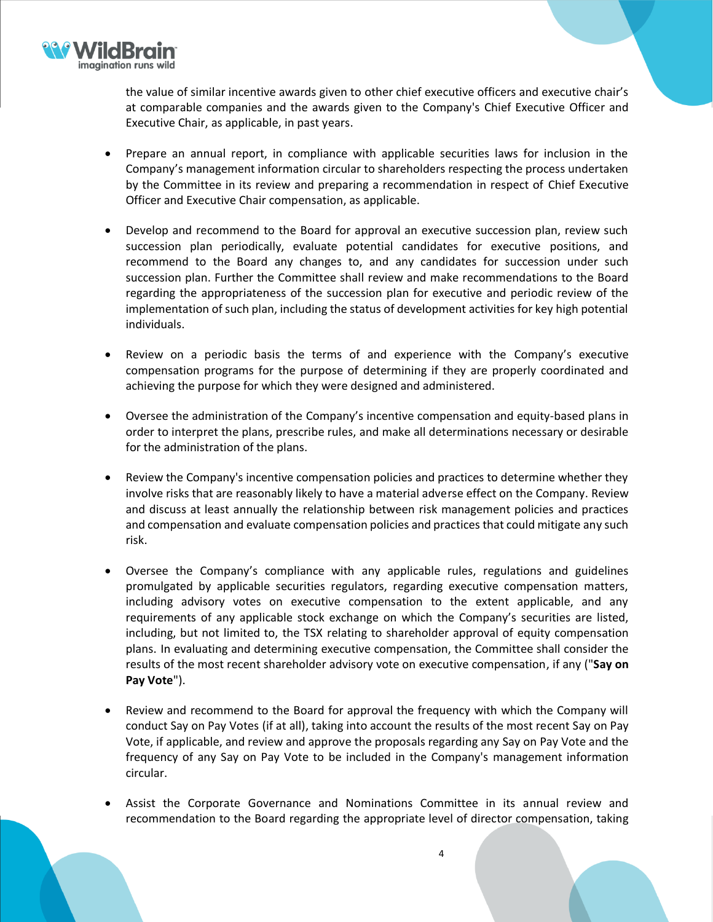the value of similar incentive awards given to other chief executive officers and executive chair's at comparable companies and the awards given to the Company's Chief Executive Officer and Executive Chair, as applicable, in past years.

- Prepare an annual report, in compliance with applicable securities laws for inclusion in the Company's management information circular to shareholders respecting the process undertaken by the Committee in its review and preparing a recommendation in respect of Chief Executive Officer and Executive Chair compensation, as applicable.

- Develop and recommend to the Board for approval an executive succession plan, review such succession plan periodically, evaluate potential candidates for executive positions, and recommend to the Board any changes to, and any candidates for succession under such succession plan. Further the Committee shall review and make recommendations to the Board regarding the appropriateness of the succession plan for executive and periodic review of the implementation of such plan, including the status of development activities for key high potential individuals.

- Review on a periodic basis the terms of and experience with the Company's executive compensation programs for the purpose of determining if they are properly coordinated and achieving the purpose for which they were designed and administered.

- Oversee the administration of the Company's incentive compensation and equity-based plans in order to interpret the plans, prescribe rules, and make all determinations necessary or desirable for the administration of the plans.

- Review the Company's incentive compensation policies and practices to determine whether they involve risks that are reasonably likely to have a material adverse effect on the Company. Review and discuss at least annually the relationship between risk management policies and practices and compensation and evaluate compensation policies and practices that could mitigate any such risk.

- Oversee the Company's compliance with any applicable rules, regulations and guidelines promulgated by applicable securities regulators, regarding executive compensation matters, including advisory votes on executive compensation to the extent applicable, and any requirements of any applicable stock exchange on which the Company's securities are listed, including, but not limited to, the TSX relating to shareholder approval of equity compensation plans. In evaluating and determining executive compensation, the Committee shall consider the results of the most recent shareholder advisory vote on executive compensation, if any ("**Say on Pay Vote**").

- Review and recommend to the Board for approval the frequency with which the Company will conduct Say on Pay Votes (if at all), taking into account the results of the most recent Say on Pay Vote, if applicable, and review and approve the proposals regarding any Say on Pay Vote and the frequency of any Say on Pay Vote to be included in the Company's management information circular.

- Assist the Corporate Governance and Nominations Committee in its annual review and recommendation to the Board regarding the appropriate level of director compensation, taking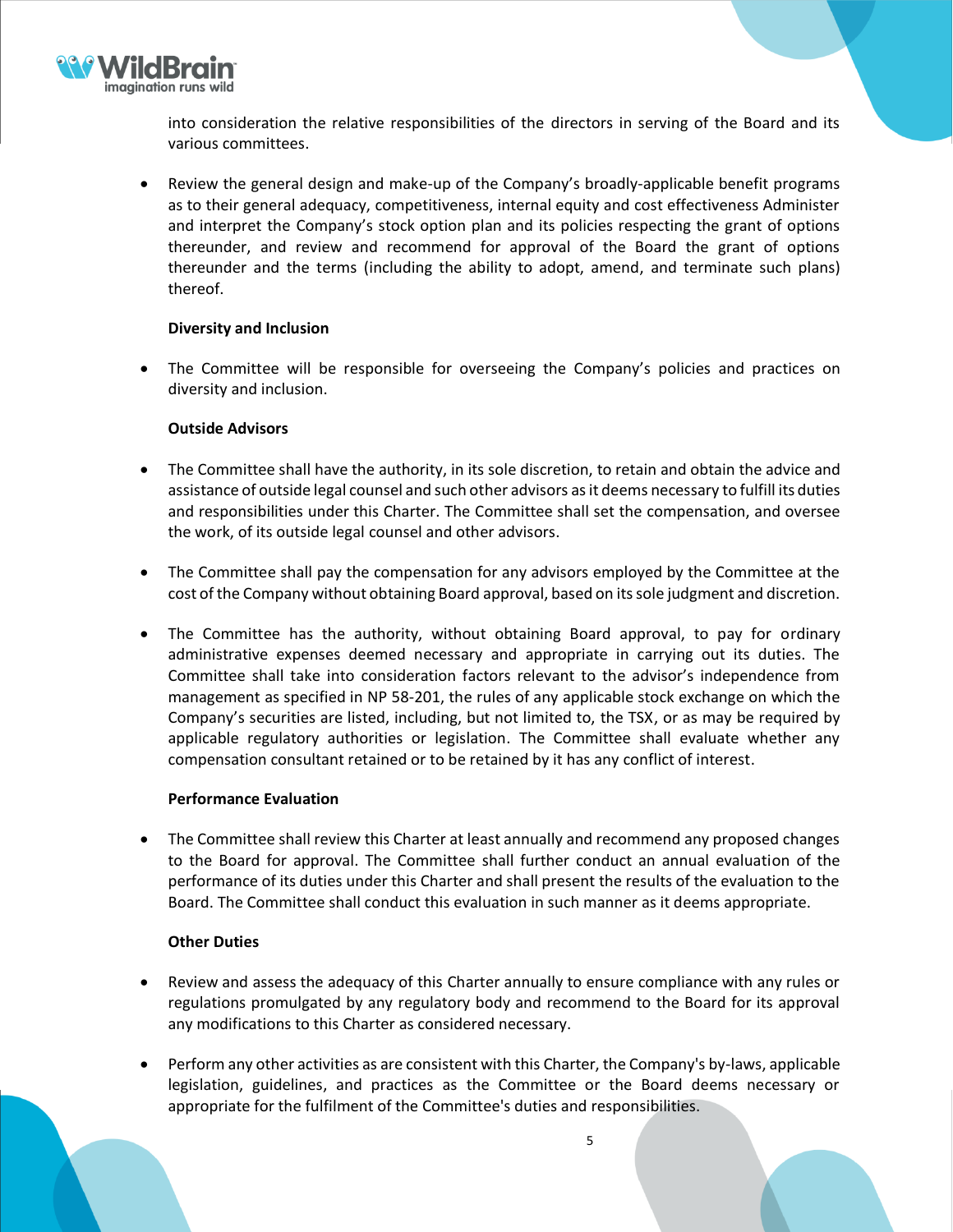into consideration the relative responsibilities of the directors in serving of the Board and its various committees.

- Review the general design and make-up of the Company's broadly-applicable benefit programs as to their general adequacy, competitiveness, internal equity and cost effectiveness Administer and interpret the Company's stock option plan and its policies respecting the grant of options thereunder, and review and recommend for approval of the Board the grant of options thereunder and the terms (including the ability to adopt, amend, and terminate such plans) thereof.

**Diversity and Inclusion**

- The Committee will be responsible for overseeing the Company's policies and practices on diversity and inclusion.

**Outside Advisors**

- The Committee shall have the authority, in its sole discretion, to retain and obtain the advice and assistance of outside legal counsel and such other advisors as it deems necessary to fulfill its duties and responsibilities under this Charter. The Committee shall set the compensation, and oversee the work, of its outside legal counsel and other advisors.

- The Committee shall pay the compensation for any advisors employed by the Committee at the cost of the Company without obtaining Board approval, based on its sole judgment and discretion.

- The Committee has the authority, without obtaining Board approval, to pay for ordinary administrative expenses deemed necessary and appropriate in carrying out its duties. The Committee shall take into consideration factors relevant to the advisor's independence from management as specified in NP 58-201, the rules of any applicable stock exchange on which the Company's securities are listed, including, but not limited to, the TSX, or as may be required by applicable regulatory authorities or legislation. The Committee shall evaluate whether any compensation consultant retained or to be retained by it has any conflict of interest.

**Performance Evaluation**

- The Committee shall review this Charter at least annually and recommend any proposed changes to the Board for approval. The Committee shall further conduct an annual evaluation of the performance of its duties under this Charter and shall present the results of the evaluation to the Board. The Committee shall conduct this evaluation in such manner as it deems appropriate.

**Other Duties**

- Review and assess the adequacy of this Charter annually to ensure compliance with any rules or regulations promulgated by any regulatory body and recommend to the Board for its approval any modifications to this Charter as considered necessary.

- Perform any other activities as are consistent with this Charter, the Company's by-laws, applicable legislation, guidelines, and practices as the Committee or the Board deems necessary or appropriate for the fulfilment of the Committee's duties and responsibilities.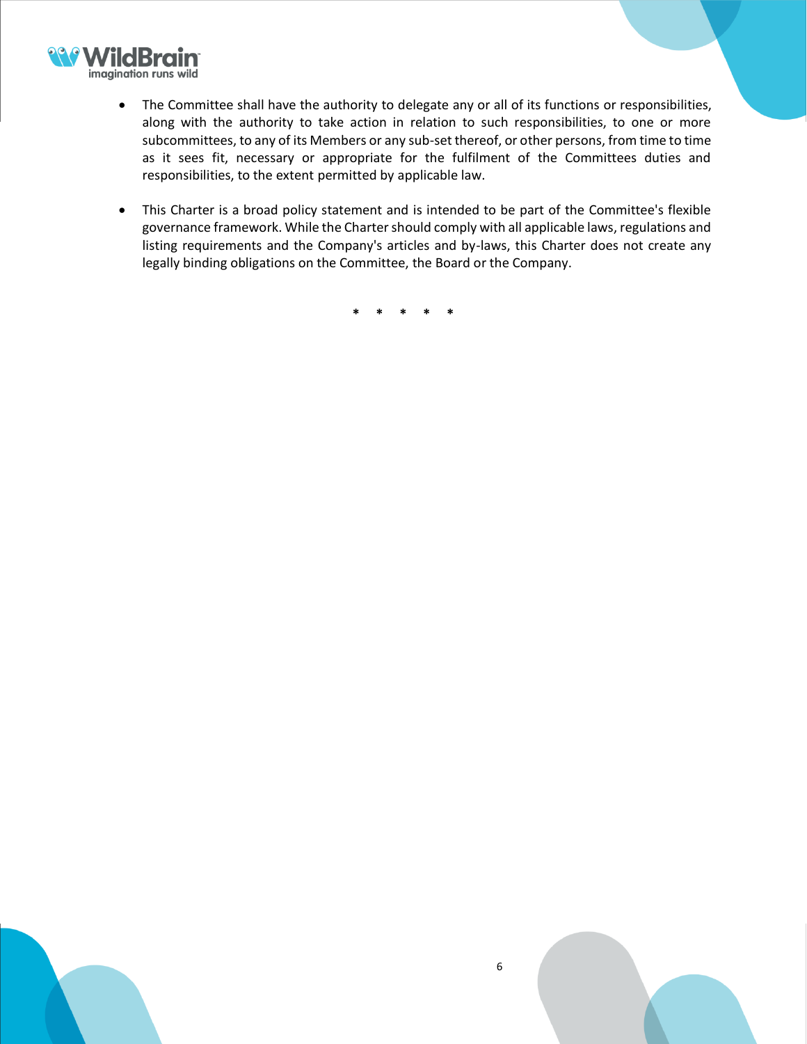- The Committee shall have the authority to delegate any or all of its functions or responsibilities, along with the authority to take action in relation to such responsibilities, to one or more subcommittees, to any of its Members or any sub-set thereof, or other persons, from time to time as it sees fit, necessary or appropriate for the fulfilment of the Committees duties and responsibilities, to the extent permitted by applicable law.

- This Charter is a broad policy statement and is intended to be part of the Committee's flexible governance framework. While the Charter should comply with all applicable laws, regulations and listing requirements and the Company's articles and by-laws, this Charter does not create any legally binding obligations on the Committee, the Board or the Company.

\* \* \* \* \*